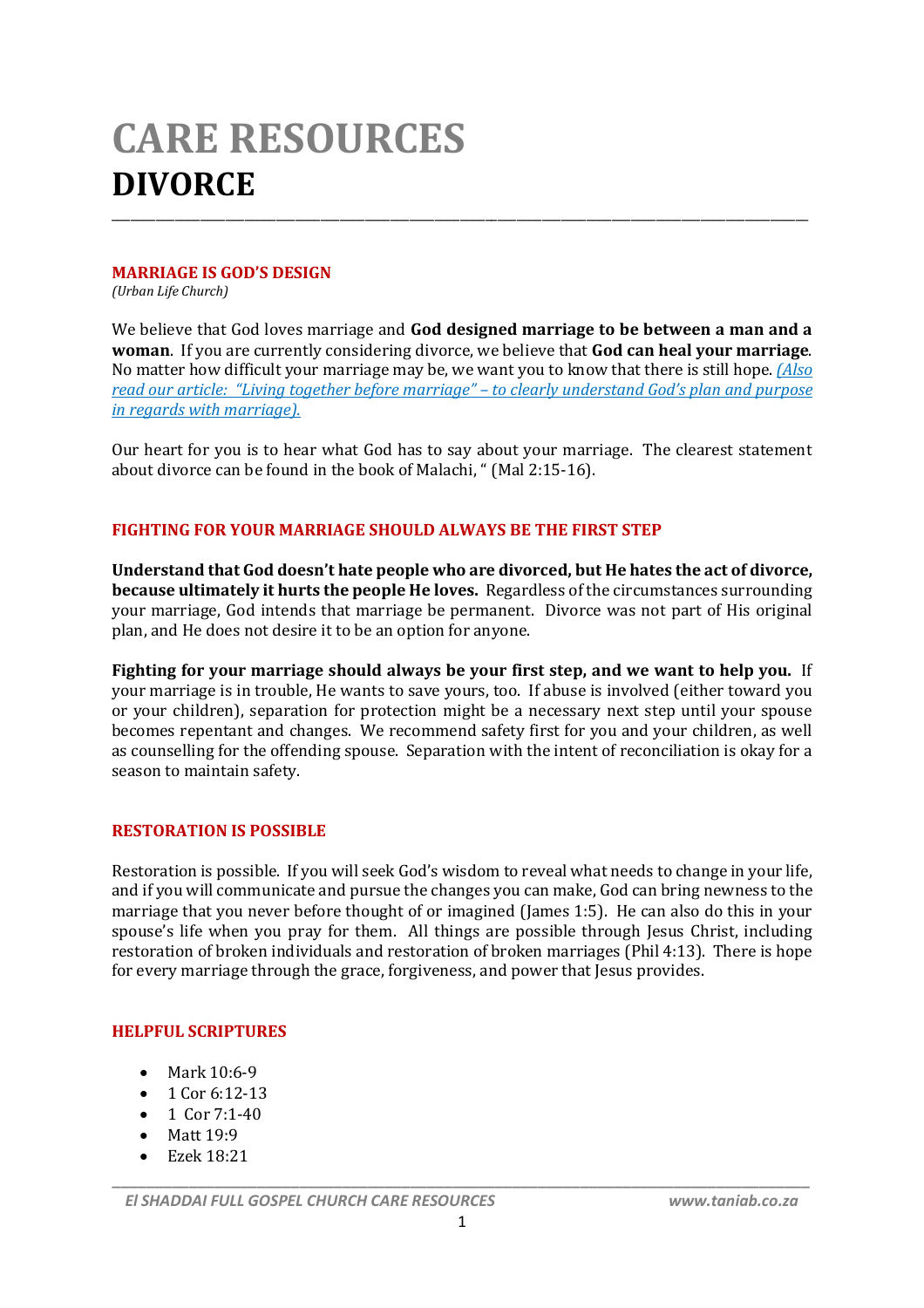# CARE RESOURCES
# DIVORCE

---

## MARRIAGE IS GOD'S DESIGN

*(Urban Life Church)*

We believe that God loves marriage and **God designed marriage to be between a man and a woman**. If you are currently considering divorce, we believe that **God can heal your marriage**. No matter how difficult your marriage may be, we want you to know that there is still hope. *(Also read our article: "Living together before marriage" – to clearly understand God's plan and purpose in regards with marriage).*

Our heart for you is to hear what God has to say about your marriage. The clearest statement about divorce can be found in the book of Malachi, " (Mal 2:15-16).

## FIGHTING FOR YOUR MARRIAGE SHOULD ALWAYS BE THE FIRST STEP

**Understand that God doesn't hate people who are divorced, but He hates the act of divorce, because ultimately it hurts the people He loves.** Regardless of the circumstances surrounding your marriage, God intends that marriage be permanent. Divorce was not part of His original plan, and He does not desire it to be an option for anyone.

**Fighting for your marriage should always be your first step, and we want to help you.** If your marriage is in trouble, He wants to save yours, too. If abuse is involved (either toward you or your children), separation for protection might be a necessary next step until your spouse becomes repentant and changes. We recommend safety first for you and your children, as well as counselling for the offending spouse. Separation with the intent of reconciliation is okay for a season to maintain safety.

## RESTORATION IS POSSIBLE

Restoration is possible. If you will seek God's wisdom to reveal what needs to change in your life, and if you will communicate and pursue the changes you can make, God can bring newness to the marriage that you never before thought of or imagined (James 1:5). He can also do this in your spouse's life when you pray for them. All things are possible through Jesus Christ, including restoration of broken individuals and restoration of broken marriages (Phil 4:13). There is hope for every marriage through the grace, forgiveness, and power that Jesus provides.

## HELPFUL SCRIPTURES

- Mark 10:6-9
- 1 Cor 6:12-13
- 1 Cor 7:1-40
- Matt 19:9
- Ezek 18:21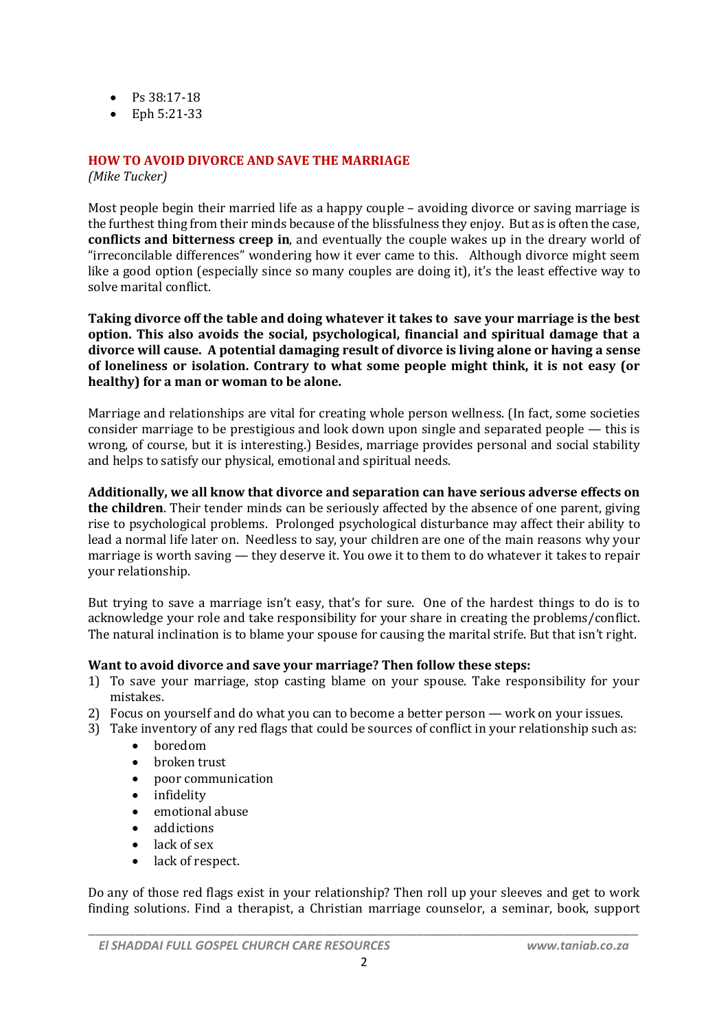- Ps 38:17-18
- Eph 5:21-33

## HOW TO AVOID DIVORCE AND SAVE THE MARRIAGE

*(Mike Tucker)*

Most people begin their married life as a happy couple – avoiding divorce or saving marriage is the furthest thing from their minds because of the blissfulness they enjoy. But as is often the case, **conflicts and bitterness creep in**, and eventually the couple wakes up in the dreary world of "irreconcilable differences" wondering how it ever came to this. Although divorce might seem like a good option (especially since so many couples are doing it), it's the least effective way to solve marital conflict.

**Taking divorce off the table and doing whatever it takes to save your marriage is the best option. This also avoids the social, psychological, financial and spiritual damage that a divorce will cause. A potential damaging result of divorce is living alone or having a sense of loneliness or isolation. Contrary to what some people might think, it is not easy (or healthy) for a man or woman to be alone.**

Marriage and relationships are vital for creating whole person wellness. (In fact, some societies consider marriage to be prestigious and look down upon single and separated people — this is wrong, of course, but it is interesting.) Besides, marriage provides personal and social stability and helps to satisfy our physical, emotional and spiritual needs.

**Additionally, we all know that divorce and separation can have serious adverse effects on the children**. Their tender minds can be seriously affected by the absence of one parent, giving rise to psychological problems. Prolonged psychological disturbance may affect their ability to lead a normal life later on. Needless to say, your children are one of the main reasons why your marriage is worth saving — they deserve it. You owe it to them to do whatever it takes to repair your relationship.

But trying to save a marriage isn't easy, that's for sure. One of the hardest things to do is to acknowledge your role and take responsibility for your share in creating the problems/conflict. The natural inclination is to blame your spouse for causing the marital strife. But that isn't right.

**Want to avoid divorce and save your marriage? Then follow these steps:**

1) To save your marriage, stop casting blame on your spouse. Take responsibility for your mistakes.
2) Focus on yourself and do what you can to become a better person — work on your issues.
3) Take inventory of any red flags that could be sources of conflict in your relationship such as:
   - boredom
   - broken trust
   - poor communication
   - infidelity
   - emotional abuse
   - addictions
   - lack of sex
   - lack of respect.

Do any of those red flags exist in your relationship? Then roll up your sleeves and get to work finding solutions. Find a therapist, a Christian marriage counselor, a seminar, book, support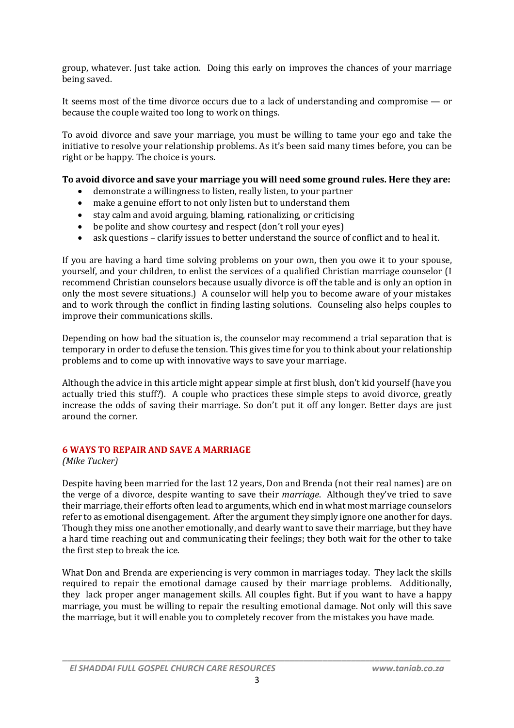group, whatever. Just take action. Doing this early on improves the chances of your marriage being saved.

It seems most of the time divorce occurs due to a lack of understanding and compromise — or because the couple waited too long to work on things.

To avoid divorce and save your marriage, you must be willing to tame your ego and take the initiative to resolve your relationship problems. As it's been said many times before, you can be right or be happy. The choice is yours.

**To avoid divorce and save your marriage you will need some ground rules. Here they are:**

- demonstrate a willingness to listen, really listen, to your partner
- make a genuine effort to not only listen but to understand them
- stay calm and avoid arguing, blaming, rationalizing, or criticising
- be polite and show courtesy and respect (don't roll your eyes)
- ask questions – clarify issues to better understand the source of conflict and to heal it.

If you are having a hard time solving problems on your own, then you owe it to your spouse, yourself, and your children, to enlist the services of a qualified Christian marriage counselor (I recommend Christian counselors because usually divorce is off the table and is only an option in only the most severe situations.) A counselor will help you to become aware of your mistakes and to work through the conflict in finding lasting solutions. Counseling also helps couples to improve their communications skills.

Depending on how bad the situation is, the counselor may recommend a trial separation that is temporary in order to defuse the tension. This gives time for you to think about your relationship problems and to come up with innovative ways to save your marriage.

Although the advice in this article might appear simple at first blush, don't kid yourself (have you actually tried this stuff?). A couple who practices these simple steps to avoid divorce, greatly increase the odds of saving their marriage. So don't put it off any longer. Better days are just around the corner.

## 6 WAYS TO REPAIR AND SAVE A MARRIAGE

*(Mike Tucker)*

Despite having been married for the last 12 years, Don and Brenda (not their real names) are on the verge of a divorce, despite wanting to save their *marriage*. Although they've tried to save their marriage, their efforts often lead to arguments, which end in what most marriage counselors refer to as emotional disengagement. After the argument they simply ignore one another for days. Though they miss one another emotionally, and dearly want to save their marriage, but they have a hard time reaching out and communicating their feelings; they both wait for the other to take the first step to break the ice.

What Don and Brenda are experiencing is very common in marriages today. They lack the skills required to repair the emotional damage caused by their marriage problems. Additionally, they lack proper anger management skills. All couples fight. But if you want to have a happy marriage, you must be willing to repair the resulting emotional damage. Not only will this save the marriage, but it will enable you to completely recover from the mistakes you have made.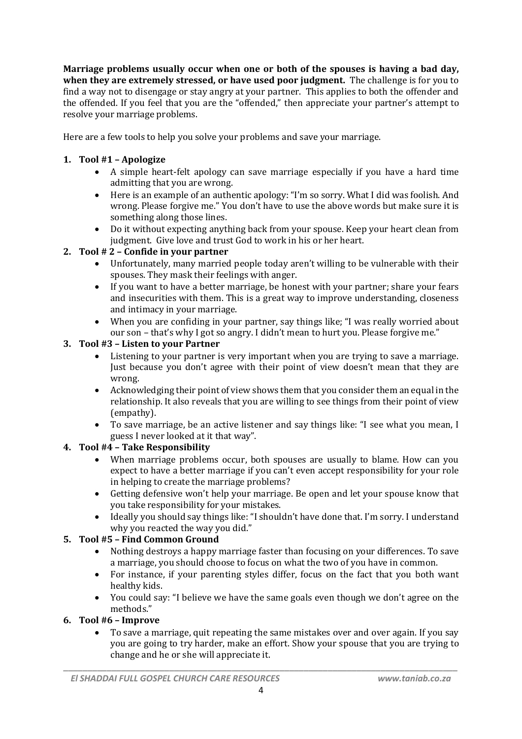**Marriage problems usually occur when one or both of the spouses is having a bad day, when they are extremely stressed, or have used poor judgment.** The challenge is for you to find a way not to disengage or stay angry at your partner. This applies to both the offender and the offended. If you feel that you are the "offended," then appreciate your partner's attempt to resolve your marriage problems.

Here are a few tools to help you solve your problems and save your marriage.

1. **Tool #1 – Apologize**
   - A simple heart-felt apology can save marriage especially if you have a hard time admitting that you are wrong.
   - Here is an example of an authentic apology: "I'm so sorry. What I did was foolish. And wrong. Please forgive me." You don't have to use the above words but make sure it is something along those lines.
   - Do it without expecting anything back from your spouse. Keep your heart clean from judgment. Give love and trust God to work in his or her heart.
2. **Tool # 2 – Confide in your partner**
   - Unfortunately, many married people today aren't willing to be vulnerable with their spouses. They mask their feelings with anger.
   - If you want to have a better marriage, be honest with your partner; share your fears and insecurities with them. This is a great way to improve understanding, closeness and intimacy in your marriage.
   - When you are confiding in your partner, say things like; "I was really worried about our son – that's why I got so angry. I didn't mean to hurt you. Please forgive me."
3. **Tool #3 – Listen to your Partner**
   - Listening to your partner is very important when you are trying to save a marriage. Just because you don't agree with their point of view doesn't mean that they are wrong.
   - Acknowledging their point of view shows them that you consider them an equal in the relationship. It also reveals that you are willing to see things from their point of view (empathy).
   - To save marriage, be an active listener and say things like: "I see what you mean, I guess I never looked at it that way".
4. **Tool #4 – Take Responsibility**
   - When marriage problems occur, both spouses are usually to blame. How can you expect to have a better marriage if you can't even accept responsibility for your role in helping to create the marriage problems?
   - Getting defensive won't help your marriage. Be open and let your spouse know that you take responsibility for your mistakes.
   - Ideally you should say things like: "I shouldn't have done that. I'm sorry. I understand why you reacted the way you did."
5. **Tool #5 – Find Common Ground**
   - Nothing destroys a happy marriage faster than focusing on your differences. To save a marriage, you should choose to focus on what the two of you have in common.
   - For instance, if your parenting styles differ, focus on the fact that you both want healthy kids.
   - You could say: "I believe we have the same goals even though we don't agree on the methods."
6. **Tool #6 – Improve**
   - To save a marriage, quit repeating the same mistakes over and over again. If you say you are going to try harder, make an effort. Show your spouse that you are trying to change and he or she will appreciate it.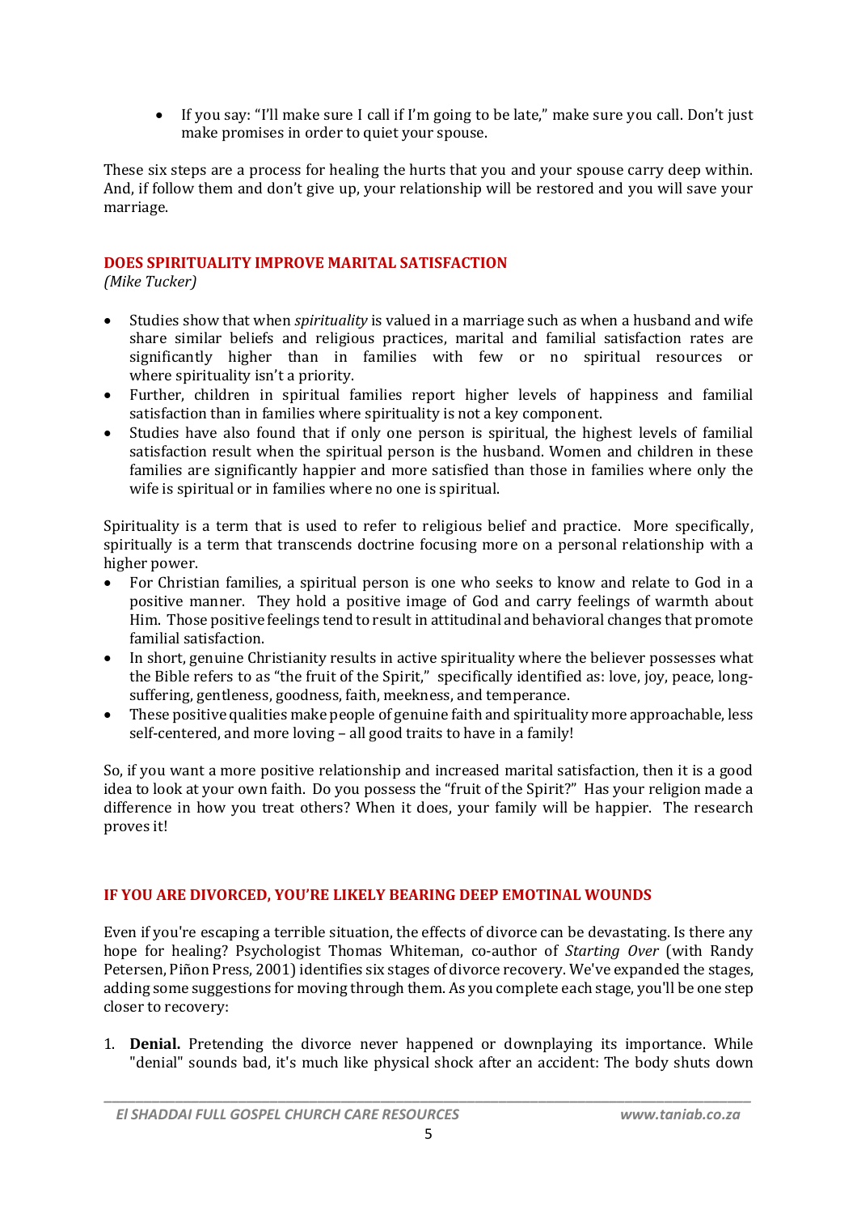- If you say: "I'll make sure I call if I'm going to be late," make sure you call. Don't just make promises in order to quiet your spouse.

These six steps are a process for healing the hurts that you and your spouse carry deep within. And, if follow them and don't give up, your relationship will be restored and you will save your marriage.

## DOES SPIRITUALITY IMPROVE MARITAL SATISFACTION

*(Mike Tucker)*

- Studies show that when *spirituality* is valued in a marriage such as when a husband and wife share similar beliefs and religious practices, marital and familial satisfaction rates are significantly higher than in families with few or no spiritual resources or where spirituality isn't a priority.
- Further, children in spiritual families report higher levels of happiness and familial satisfaction than in families where spirituality is not a key component.
- Studies have also found that if only one person is spiritual, the highest levels of familial satisfaction result when the spiritual person is the husband. Women and children in these families are significantly happier and more satisfied than those in families where only the wife is spiritual or in families where no one is spiritual.

Spirituality is a term that is used to refer to religious belief and practice. More specifically, spiritually is a term that transcends doctrine focusing more on a personal relationship with a higher power.

- For Christian families, a spiritual person is one who seeks to know and relate to God in a positive manner. They hold a positive image of God and carry feelings of warmth about Him. Those positive feelings tend to result in attitudinal and behavioral changes that promote familial satisfaction.
- In short, genuine Christianity results in active spirituality where the believer possesses what the Bible refers to as "the fruit of the Spirit," specifically identified as: love, joy, peace, long-suffering, gentleness, goodness, faith, meekness, and temperance.
- These positive qualities make people of genuine faith and spirituality more approachable, less self-centered, and more loving – all good traits to have in a family!

So, if you want a more positive relationship and increased marital satisfaction, then it is a good idea to look at your own faith. Do you possess the "fruit of the Spirit?" Has your religion made a difference in how you treat others? When it does, your family will be happier. The research proves it!

## IF YOU ARE DIVORCED, YOU'RE LIKELY BEARING DEEP EMOTINAL WOUNDS

Even if you're escaping a terrible situation, the effects of divorce can be devastating. Is there any hope for healing? Psychologist Thomas Whiteman, co-author of *Starting Over* (with Randy Petersen, Piñon Press, 2001) identifies six stages of divorce recovery. We've expanded the stages, adding some suggestions for moving through them. As you complete each stage, you'll be one step closer to recovery:

1. **Denial.** Pretending the divorce never happened or downplaying its importance. While "denial" sounds bad, it's much like physical shock after an accident: The body shuts down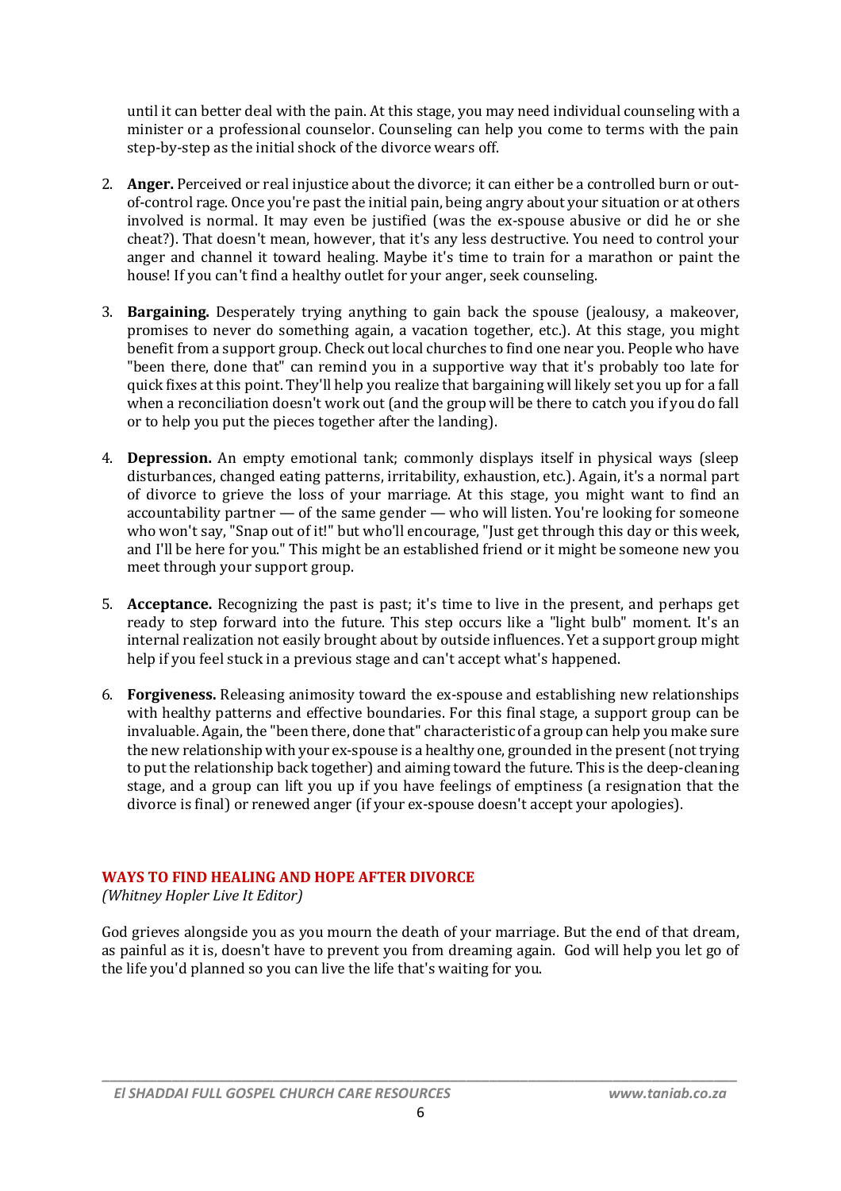until it can better deal with the pain. At this stage, you may need individual counseling with a minister or a professional counselor. Counseling can help you come to terms with the pain step-by-step as the initial shock of the divorce wears off.

2. **Anger.** Perceived or real injustice about the divorce; it can either be a controlled burn or out-of-control rage. Once you're past the initial pain, being angry about your situation or at others involved is normal. It may even be justified (was the ex-spouse abusive or did he or she cheat?). That doesn't mean, however, that it's any less destructive. You need to control your anger and channel it toward healing. Maybe it's time to train for a marathon or paint the house! If you can't find a healthy outlet for your anger, seek counseling.

3. **Bargaining.** Desperately trying anything to gain back the spouse (jealousy, a makeover, promises to never do something again, a vacation together, etc.). At this stage, you might benefit from a support group. Check out local churches to find one near you. People who have "been there, done that" can remind you in a supportive way that it's probably too late for quick fixes at this point. They'll help you realize that bargaining will likely set you up for a fall when a reconciliation doesn't work out (and the group will be there to catch you if you do fall or to help you put the pieces together after the landing).

4. **Depression.** An empty emotional tank; commonly displays itself in physical ways (sleep disturbances, changed eating patterns, irritability, exhaustion, etc.). Again, it's a normal part of divorce to grieve the loss of your marriage. At this stage, you might want to find an accountability partner — of the same gender — who will listen. You're looking for someone who won't say, "Snap out of it!" but who'll encourage, "Just get through this day or this week, and I'll be here for you." This might be an established friend or it might be someone new you meet through your support group.

5. **Acceptance.** Recognizing the past is past; it's time to live in the present, and perhaps get ready to step forward into the future. This step occurs like a "light bulb" moment. It's an internal realization not easily brought about by outside influences. Yet a support group might help if you feel stuck in a previous stage and can't accept what's happened.

6. **Forgiveness.** Releasing animosity toward the ex-spouse and establishing new relationships with healthy patterns and effective boundaries. For this final stage, a support group can be invaluable. Again, the "been there, done that" characteristic of a group can help you make sure the new relationship with your ex-spouse is a healthy one, grounded in the present (not trying to put the relationship back together) and aiming toward the future. This is the deep-cleaning stage, and a group can lift you up if you have feelings of emptiness (a resignation that the divorce is final) or renewed anger (if your ex-spouse doesn't accept your apologies).

## WAYS TO FIND HEALING AND HOPE AFTER DIVORCE

*(Whitney Hopler Live It Editor)*

God grieves alongside you as you mourn the death of your marriage. But the end of that dream, as painful as it is, doesn't have to prevent you from dreaming again. God will help you let go of the life you'd planned so you can live the life that's waiting for you.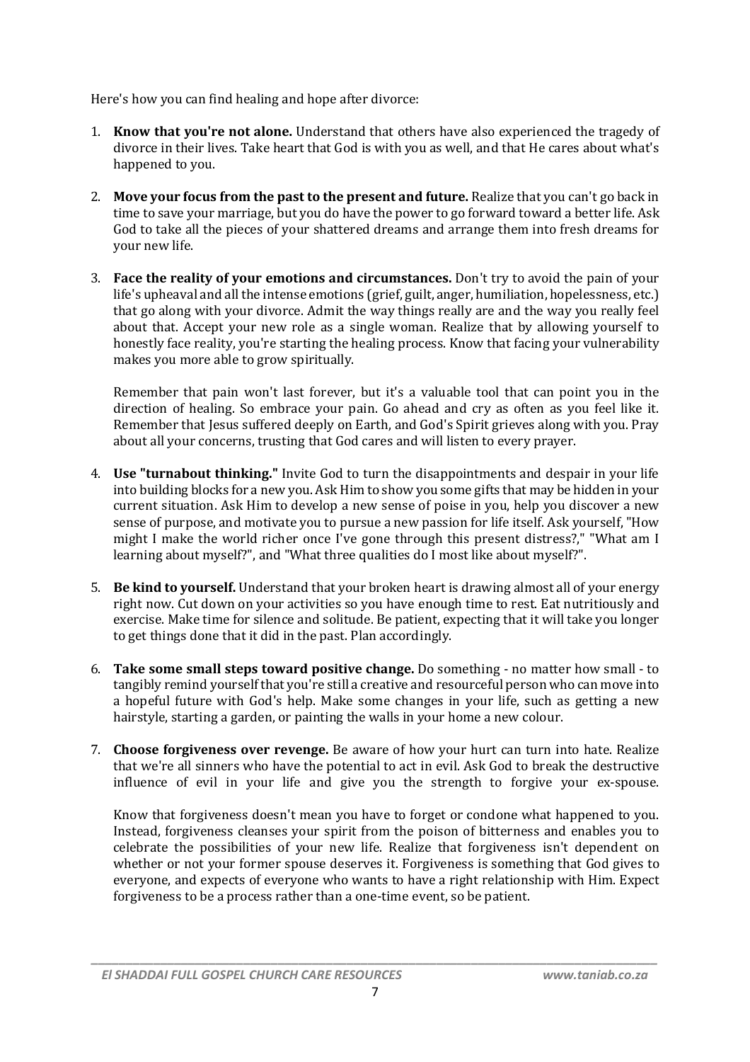Here's how you can find healing and hope after divorce:

1. **Know that you're not alone.** Understand that others have also experienced the tragedy of divorce in their lives. Take heart that God is with you as well, and that He cares about what's happened to you.

2. **Move your focus from the past to the present and future.** Realize that you can't go back in time to save your marriage, but you do have the power to go forward toward a better life. Ask God to take all the pieces of your shattered dreams and arrange them into fresh dreams for your new life.

3. **Face the reality of your emotions and circumstances.** Don't try to avoid the pain of your life's upheaval and all the intense emotions (grief, guilt, anger, humiliation, hopelessness, etc.) that go along with your divorce. Admit the way things really are and the way you really feel about that. Accept your new role as a single woman. Realize that by allowing yourself to honestly face reality, you're starting the healing process. Know that facing your vulnerability makes you more able to grow spiritually.

   Remember that pain won't last forever, but it's a valuable tool that can point you in the direction of healing. So embrace your pain. Go ahead and cry as often as you feel like it. Remember that Jesus suffered deeply on Earth, and God's Spirit grieves along with you. Pray about all your concerns, trusting that God cares and will listen to every prayer.

4. **Use "turnabout thinking."** Invite God to turn the disappointments and despair in your life into building blocks for a new you. Ask Him to show you some gifts that may be hidden in your current situation. Ask Him to develop a new sense of poise in you, help you discover a new sense of purpose, and motivate you to pursue a new passion for life itself. Ask yourself, "How might I make the world richer once I've gone through this present distress?," "What am I learning about myself?", and "What three qualities do I most like about myself?".

5. **Be kind to yourself.** Understand that your broken heart is drawing almost all of your energy right now. Cut down on your activities so you have enough time to rest. Eat nutritiously and exercise. Make time for silence and solitude. Be patient, expecting that it will take you longer to get things done that it did in the past. Plan accordingly.

6. **Take some small steps toward positive change.** Do something - no matter how small - to tangibly remind yourself that you're still a creative and resourceful person who can move into a hopeful future with God's help. Make some changes in your life, such as getting a new hairstyle, starting a garden, or painting the walls in your home a new colour.

7. **Choose forgiveness over revenge.** Be aware of how your hurt can turn into hate. Realize that we're all sinners who have the potential to act in evil. Ask God to break the destructive influence of evil in your life and give you the strength to forgive your ex-spouse.

   Know that forgiveness doesn't mean you have to forget or condone what happened to you. Instead, forgiveness cleanses your spirit from the poison of bitterness and enables you to celebrate the possibilities of your new life. Realize that forgiveness isn't dependent on whether or not your former spouse deserves it. Forgiveness is something that God gives to everyone, and expects of everyone who wants to have a right relationship with Him. Expect forgiveness to be a process rather than a one-time event, so be patient.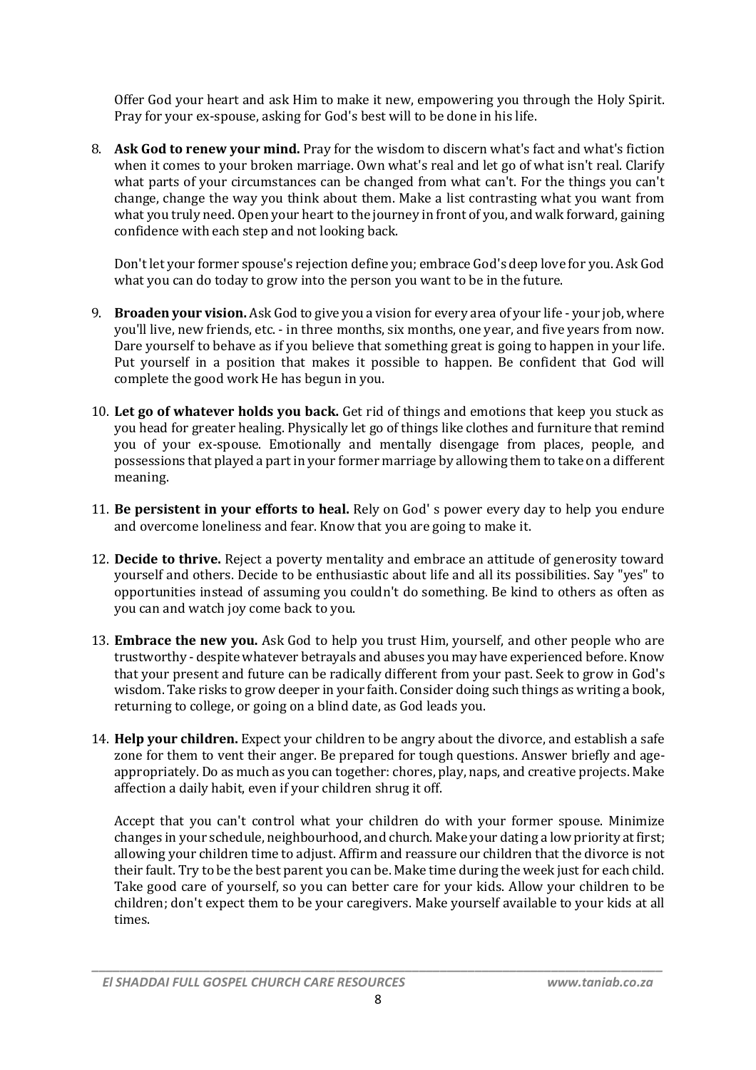Offer God your heart and ask Him to make it new, empowering you through the Holy Spirit. Pray for your ex-spouse, asking for God's best will to be done in his life.

8. **Ask God to renew your mind.** Pray for the wisdom to discern what's fact and what's fiction when it comes to your broken marriage. Own what's real and let go of what isn't real. Clarify what parts of your circumstances can be changed from what can't. For the things you can't change, change the way you think about them. Make a list contrasting what you want from what you truly need. Open your heart to the journey in front of you, and walk forward, gaining confidence with each step and not looking back.

   Don't let your former spouse's rejection define you; embrace God's deep love for you. Ask God what you can do today to grow into the person you want to be in the future.

9. **Broaden your vision.** Ask God to give you a vision for every area of your life - your job, where you'll live, new friends, etc. - in three months, six months, one year, and five years from now. Dare yourself to behave as if you believe that something great is going to happen in your life. Put yourself in a position that makes it possible to happen. Be confident that God will complete the good work He has begun in you.

10. **Let go of whatever holds you back.** Get rid of things and emotions that keep you stuck as you head for greater healing. Physically let go of things like clothes and furniture that remind you of your ex-spouse. Emotionally and mentally disengage from places, people, and possessions that played a part in your former marriage by allowing them to take on a different meaning.

11. **Be persistent in your efforts to heal.** Rely on God' s power every day to help you endure and overcome loneliness and fear. Know that you are going to make it.

12. **Decide to thrive.** Reject a poverty mentality and embrace an attitude of generosity toward yourself and others. Decide to be enthusiastic about life and all its possibilities. Say "yes" to opportunities instead of assuming you couldn't do something. Be kind to others as often as you can and watch joy come back to you.

13. **Embrace the new you.** Ask God to help you trust Him, yourself, and other people who are trustworthy - despite whatever betrayals and abuses you may have experienced before. Know that your present and future can be radically different from your past. Seek to grow in God's wisdom. Take risks to grow deeper in your faith. Consider doing such things as writing a book, returning to college, or going on a blind date, as God leads you.

14. **Help your children.** Expect your children to be angry about the divorce, and establish a safe zone for them to vent their anger. Be prepared for tough questions. Answer briefly and age-appropriately. Do as much as you can together: chores, play, naps, and creative projects. Make affection a daily habit, even if your children shrug it off.

    Accept that you can't control what your children do with your former spouse. Minimize changes in your schedule, neighbourhood, and church. Make your dating a low priority at first; allowing your children time to adjust. Affirm and reassure our children that the divorce is not their fault. Try to be the best parent you can be. Make time during the week just for each child. Take good care of yourself, so you can better care for your kids. Allow your children to be children; don't expect them to be your caregivers. Make yourself available to your kids at all times.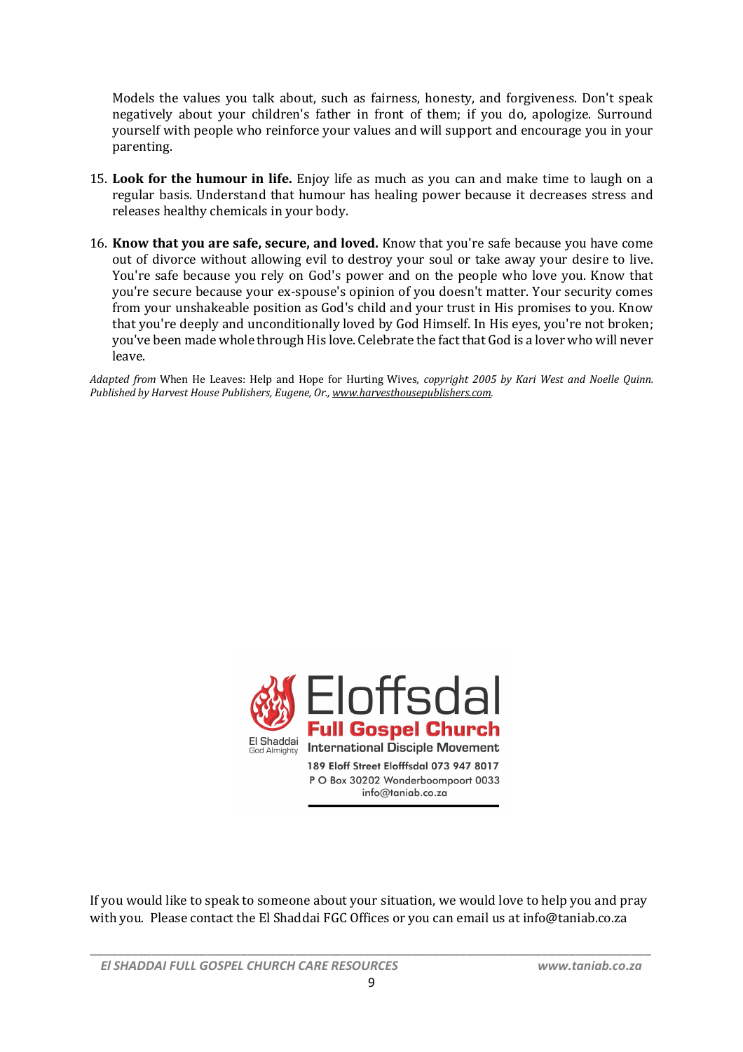Models the values you talk about, such as fairness, honesty, and forgiveness. Don't speak negatively about your children's father in front of them; if you do, apologize. Surround yourself with people who reinforce your values and will support and encourage you in your parenting.

15. **Look for the humour in life.** Enjoy life as much as you can and make time to laugh on a regular basis. Understand that humour has healing power because it decreases stress and releases healthy chemicals in your body.

16. **Know that you are safe, secure, and loved.** Know that you're safe because you have come out of divorce without allowing evil to destroy your soul or take away your desire to live. You're safe because you rely on God's power and on the people who love you. Know that you're secure because your ex-spouse's opinion of you doesn't matter. Your security comes from your unshakeable position as God's child and your trust in His promises to you. Know that you're deeply and unconditionally loved by God Himself. In His eyes, you're not broken; you've been made whole through His love. Celebrate the fact that God is a lover who will never leave.

*Adapted from* When He Leaves: Help and Hope for Hurting Wives*, copyright 2005 by Kari West and Noelle Quinn. Published by Harvest House Publishers, Eugene, Or., www.harvesthousepublishers.com.*

El Shaddai
God Almighty

Eloffsdal
**Full Gospel Church**
International Disciple Movement
189 Eloff Street Elofffsdal 073 947 8017
P O Box 30202 Wonderboompoort 0033
info@taniab.co.za

If you would like to speak to someone about your situation, we would love to help you and pray with you. Please contact the El Shaddai FGC Offices or you can email us at info@taniab.co.za